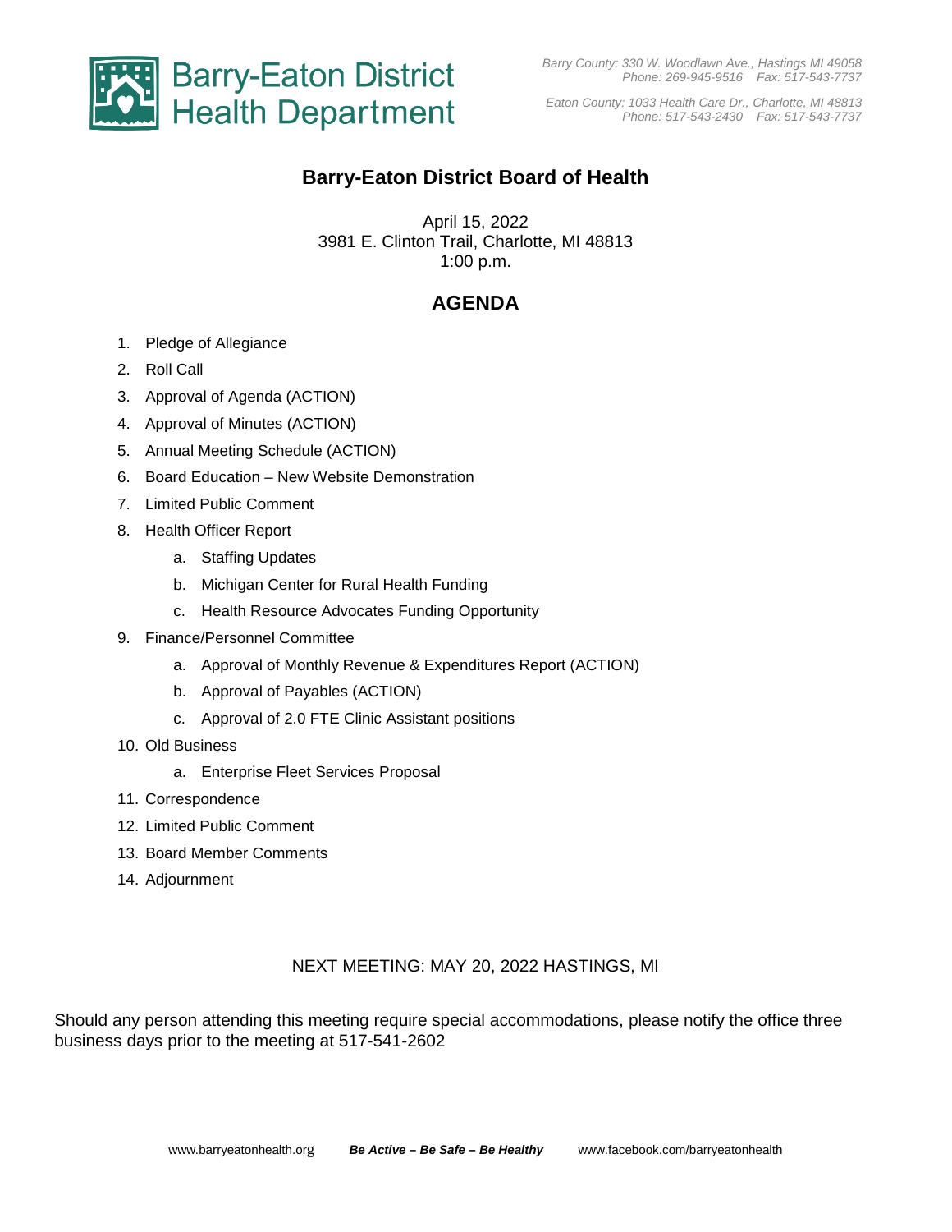Barry-Eaton District Health Department

*Barry County: 330 W. Woodlawn Ave., Hastings MI 49058*
*Phone: 269-945-9516 Fax: 517-543-7737*

*Eaton County: 1033 Health Care Dr., Charlotte, MI 48813*
*Phone: 517-543-2430 Fax: 517-543-7737*

# Barry-Eaton District Board of Health

April 15, 2022
3981 E. Clinton Trail, Charlotte, MI 48813
1:00 p.m.

## AGENDA

1. Pledge of Allegiance
2. Roll Call
3. Approval of Agenda (ACTION)
4. Approval of Minutes (ACTION)
5. Annual Meeting Schedule (ACTION)
6. Board Education – New Website Demonstration
7. Limited Public Comment
8. Health Officer Report
    a. Staffing Updates
    b. Michigan Center for Rural Health Funding
    c. Health Resource Advocates Funding Opportunity
9. Finance/Personnel Committee
    a. Approval of Monthly Revenue & Expenditures Report (ACTION)
    b. Approval of Payables (ACTION)
    c. Approval of 2.0 FTE Clinic Assistant positions
10. Old Business
    a. Enterprise Fleet Services Proposal
11. Correspondence
12. Limited Public Comment
13. Board Member Comments
14. Adjournment

NEXT MEETING: MAY 20, 2022 HASTINGS, MI

Should any person attending this meeting require special accommodations, please notify the office three business days prior to the meeting at 517-541-2602

www.barryeatonhealth.org ***Be Active – Be Safe – Be Healthy*** www.facebook.com/barryeatonhealth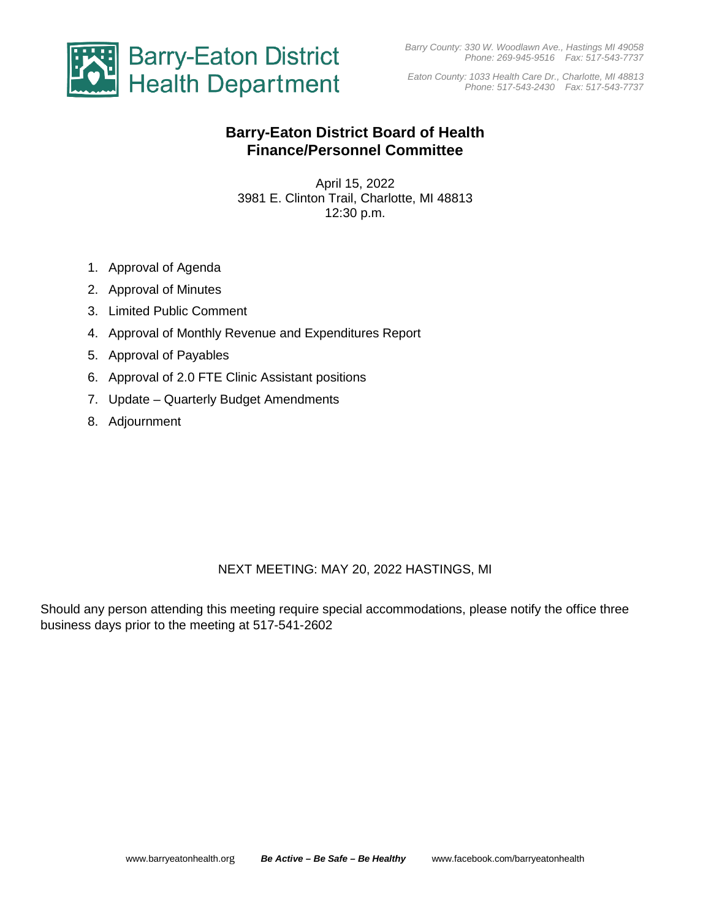Barry-Eaton District Health Department

*Barry County: 330 W. Woodlawn Ave., Hastings MI 49058*
*Phone: 269-945-9516 Fax: 517-543-7737*

*Eaton County: 1033 Health Care Dr., Charlotte, MI 48813*
*Phone: 517-543-2430 Fax: 517-543-7737*

# Barry-Eaton District Board of Health
## Finance/Personnel Committee

April 15, 2022
3981 E. Clinton Trail, Charlotte, MI 48813
12:30 p.m.

1. Approval of Agenda
2. Approval of Minutes
3. Limited Public Comment
4. Approval of Monthly Revenue and Expenditures Report
5. Approval of Payables
6. Approval of 2.0 FTE Clinic Assistant positions
7. Update – Quarterly Budget Amendments
8. Adjournment

NEXT MEETING: MAY 20, 2022 HASTINGS, MI

Should any person attending this meeting require special accommodations, please notify the office three business days prior to the meeting at 517-541-2602

www.barryeatonhealth.org ***Be Active – Be Safe – Be Healthy*** www.facebook.com/barryeatonhealth